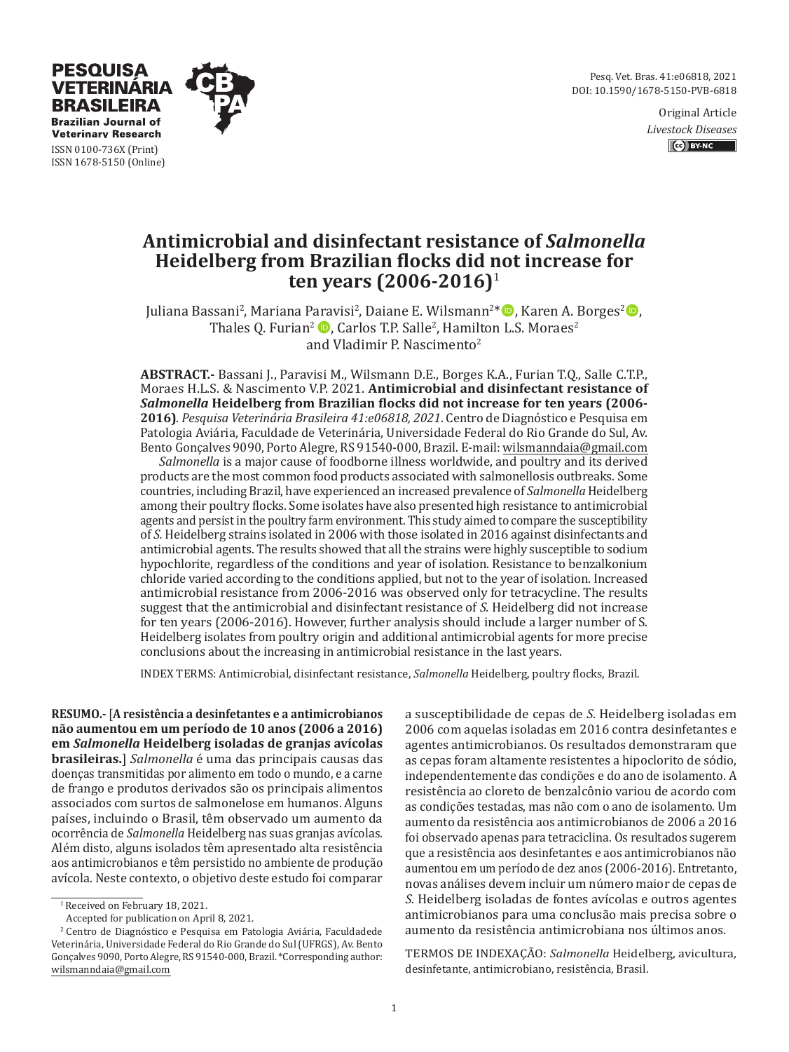PESQUISA VETERINÁRIA BRASILEIRA
Brazilian Journal of Veterinary Research
ISSN 0100-736X (Print)
ISSN 1678-5150 (Online)

Pesq. Vet. Bras. 41:e06818, 2021
DOI: 10.1590/1678-5150-PVB-6818

Original Article
*Livestock Diseases*

# Antimicrobial and disinfectant resistance of *Salmonella* Heidelberg from Brazilian flocks did not increase for ten years (2006-2016)[1]

Juliana Bassani[2], Mariana Paravisi[2], Daiane E. Wilsmann[2]*, Karen A. Borges[2], Thales Q. Furian[2], Carlos T.P. Salle[2], Hamilton L.S. Moraes[2] and Vladimir P. Nascimento[2]

**ABSTRACT.-** Bassani J., Paravisi M., Wilsmann D.E., Borges K.A., Furian T.Q., Salle C.T.P., Moraes H.L.S. & Nascimento V.P. 2021. **Antimicrobial and disinfectant resistance of *Salmonella* Heidelberg from Brazilian flocks did not increase for ten years (2006-2016)**. *Pesquisa Veterinária Brasileira 41:e06818, 2021*. Centro de Diagnóstico e Pesquisa em Patologia Aviária, Faculdade de Veterinária, Universidade Federal do Rio Grande do Sul, Av. Bento Gonçalves 9090, Porto Alegre, RS 91540-000, Brazil. E-mail: wilsmanndaia@gmail.com

*Salmonella* is a major cause of foodborne illness worldwide, and poultry and its derived products are the most common food products associated with salmonellosis outbreaks. Some countries, including Brazil, have experienced an increased prevalence of *Salmonella* Heidelberg among their poultry flocks. Some isolates have also presented high resistance to antimicrobial agents and persist in the poultry farm environment. This study aimed to compare the susceptibility of *S.* Heidelberg strains isolated in 2006 with those isolated in 2016 against disinfectants and antimicrobial agents. The results showed that all the strains were highly susceptible to sodium hypochlorite, regardless of the conditions and year of isolation. Resistance to benzalkonium chloride varied according to the conditions applied, but not to the year of isolation. Increased antimicrobial resistance from 2006-2016 was observed only for tetracycline. The results suggest that the antimicrobial and disinfectant resistance of *S.* Heidelberg did not increase for ten years (2006-2016). However, further analysis should include a larger number of S. Heidelberg isolates from poultry origin and additional antimicrobial agents for more precise conclusions about the increasing in antimicrobial resistance in the last years.

INDEX TERMS: Antimicrobial, disinfectant resistance, *Salmonella* Heidelberg, poultry flocks, Brazil.

**RESUMO.-** [**A resistência a desinfetantes e a antimicrobianos não aumentou em um período de 10 anos (2006 a 2016) em *Salmonella* Heidelberg isoladas de granjas avícolas brasileiras.**] *Salmonella* é uma das principais causas das doenças transmitidas por alimento em todo o mundo, e a carne de frango e produtos derivados são os principais alimentos associados com surtos de salmonelose em humanos. Alguns países, incluindo o Brasil, têm observado um aumento da ocorrência de *Salmonella* Heidelberg nas suas granjas avícolas. Além disto, alguns isolados têm apresentado alta resistência aos antimicrobianos e têm persistido no ambiente de produção avícola. Neste contexto, o objetivo deste estudo foi comparar a susceptibilidade de cepas de *S.* Heidelberg isoladas em 2006 com aquelas isoladas em 2016 contra desinfetantes e agentes antimicrobianos. Os resultados demonstraram que as cepas foram altamente resistentes a hipoclorito de sódio, independentemente das condições e do ano de isolamento. A resistência ao cloreto de benzalcônio variou de acordo com as condições testadas, mas não com o ano de isolamento. Um aumento da resistência aos antimicrobianos de 2006 a 2016 foi observado apenas para tetraciclina. Os resultados sugerem que a resistência aos desinfetantes e aos antimicrobianos não aumentou em um período de dez anos (2006-2016). Entretanto, novas análises devem incluir um número maior de cepas de *S.* Heidelberg isoladas de fontes avícolas e outros agentes antimicrobianos para uma conclusão mais precisa sobre o aumento da resistência antimicrobiana nos últimos anos.

TERMOS DE INDEXAÇÃO: *Salmonella* Heidelberg, avicultura, desinfetante, antimicrobiano, resistência, Brasil.

[1] Received on February 18, 2021.
Accepted for publication on April 8, 2021.

[2] Centro de Diagnóstico e Pesquisa em Patologia Aviária, Faculdadede Veterinária, Universidade Federal do Rio Grande do Sul (UFRGS), Av. Bento Gonçalves 9090, Porto Alegre, RS 91540-000, Brazil. *Corresponding author: wilsmanndaia@gmail.com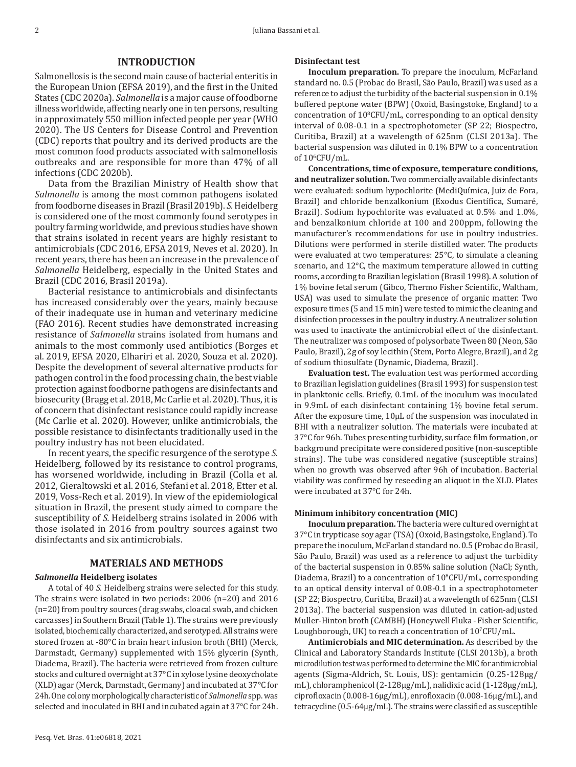## INTRODUCTION

Salmonellosis is the second main cause of bacterial enteritis in the European Union (EFSA 2019), and the first in the United States (CDC 2020a). *Salmonella* is a major cause of foodborne illness worldwide, affecting nearly one in ten persons, resulting in approximately 550 million infected people per year (WHO 2020). The US Centers for Disease Control and Prevention (CDC) reports that poultry and its derived products are the most common food products associated with salmonellosis outbreaks and are responsible for more than 47% of all infections (CDC 2020b).

Data from the Brazilian Ministry of Health show that *Salmonella* is among the most common pathogens isolated from foodborne diseases in Brazil (Brasil 2019b). *S.* Heidelberg is considered one of the most commonly found serotypes in poultry farming worldwide, and previous studies have shown that strains isolated in recent years are highly resistant to antimicrobials (CDC 2016, EFSA 2019, Neves et al. 2020). In recent years, there has been an increase in the prevalence of *Salmonella* Heidelberg, especially in the United States and Brazil (CDC 2016, Brasil 2019a).

Bacterial resistance to antimicrobials and disinfectants has increased considerably over the years, mainly because of their inadequate use in human and veterinary medicine (FAO 2016). Recent studies have demonstrated increasing resistance of *Salmonella* strains isolated from humans and animals to the most commonly used antibiotics (Borges et al. 2019, EFSA 2020, Elhariri et al. 2020, Souza et al. 2020). Despite the development of several alternative products for pathogen control in the food processing chain, the best viable protection against foodborne pathogens are disinfectants and biosecurity (Bragg et al. 2018, Mc Carlie et al. 2020). Thus, it is of concern that disinfectant resistance could rapidly increase (Mc Carlie et al. 2020). However, unlike antimicrobials, the possible resistance to disinfectants traditionally used in the poultry industry has not been elucidated.

In recent years, the specific resurgence of the serotype *S.* Heidelberg, followed by its resistance to control programs, has worsened worldwide, including in Brazil (Colla et al. 2012, Gieraltowski et al. 2016, Stefani et al. 2018, Etter et al. 2019, Voss-Rech et al. 2019). In view of the epidemiological situation in Brazil, the present study aimed to compare the susceptibility of *S.* Heidelberg strains isolated in 2006 with those isolated in 2016 from poultry sources against two disinfectants and six antimicrobials.

## MATERIALS AND METHODS

### *Salmonella* Heidelberg isolates

A total of 40 *S.* Heidelberg strains were selected for this study. The strains were isolated in two periods: 2006 (n=20) and 2016 (n=20) from poultry sources (drag swabs, cloacal swab, and chicken carcasses) in Southern Brazil (Table 1). The strains were previously isolated, biochemically characterized, and serotyped. All strains were stored frozen at -80°C in brain heart infusion broth (BHI) (Merck, Darmstadt, Germany) supplemented with 15% glycerin (Synth, Diadema, Brazil). The bacteria were retrieved from frozen culture stocks and cultured overnight at 37°C in xylose lysine deoxycholate (XLD) agar (Merck, Darmstadt, Germany) and incubated at 37°C for 24h. One colony morphologically characteristic of *Salmonella* spp. was selected and inoculated in BHI and incubated again at 37°C for 24h.

### Disinfectant test

**Inoculum preparation.** To prepare the inoculum, McFarland standard no. 0.5 (Probac do Brasil, São Paulo, Brazil) was used as a reference to adjust the turbidity of the bacterial suspension in 0.1% buffered peptone water (BPW) (Oxoid, Basingstoke, England) to a concentration of $10^8$CFU/mL, corresponding to an optical density interval of 0.08-0.1 in a spectrophotometer (SP 22; Biospectro, Curitiba, Brazil) at a wavelength of 625nm (CLSI 2013a). The bacterial suspension was diluted in 0.1% BPW to a concentration of $10^6$CFU/mL.

**Concentrations, time of exposure, temperature conditions, and neutralizer solution.** Two commercially available disinfectants were evaluated: sodium hypochlorite (MediQuímica, Juiz de Fora, Brazil) and chloride benzalkonium (Exodus Científica, Sumaré, Brazil). Sodium hypochlorite was evaluated at 0.5% and 1.0%, and benzalkonium chloride at 100 and 200ppm, following the manufacturer's recommendations for use in poultry industries. Dilutions were performed in sterile distilled water. The products were evaluated at two temperatures: 25°C, to simulate a cleaning scenario, and 12°C, the maximum temperature allowed in cutting rooms, according to Brazilian legislation (Brasil 1998). A solution of 1% bovine fetal serum (Gibco, Thermo Fisher Scientific, Waltham, USA) was used to simulate the presence of organic matter. Two exposure times (5 and 15 min) were tested to mimic the cleaning and disinfection processes in the poultry industry. A neutralizer solution was used to inactivate the antimicrobial effect of the disinfectant. The neutralizer was composed of polysorbate Tween 80 (Neon, São Paulo, Brazil), 2g of soy lecithin (Stem, Porto Alegre, Brazil), and 2g of sodium thiosulfate (Dynamic, Diadema, Brazil).

**Evaluation test.** The evaluation test was performed according to Brazilian legislation guidelines (Brasil 1993) for suspension test in planktonic cells. Briefly, 0.1mL of the inoculum was inoculated in 9.9mL of each disinfectant containing 1% bovine fetal serum. After the exposure time, 10μL of the suspension was inoculated in BHI with a neutralizer solution. The materials were incubated at 37°C for 96h. Tubes presenting turbidity, surface film formation, or background precipitate were considered positive (non-susceptible strains). The tube was considered negative (susceptible strains) when no growth was observed after 96h of incubation. Bacterial viability was confirmed by reseeding an aliquot in the XLD. Plates were incubated at 37°C for 24h.

### Minimum inhibitory concentration (MIC)

**Inoculum preparation.** The bacteria were cultured overnight at 37°C in trypticase soy agar (TSA) (Oxoid, Basingstoke, England). To prepare the inoculum, McFarland standard no. 0.5 (Probac do Brasil, São Paulo, Brazil) was used as a reference to adjust the turbidity of the bacterial suspension in 0.85% saline solution (NaCl; Synth, Diadema, Brazil) to a concentration of $10^8$CFU/mL, corresponding to an optical density interval of 0.08-0.1 in a spectrophotometer (SP 22; Biospectro, Curitiba, Brazil) at a wavelength of 625nm (CLSI 2013a). The bacterial suspension was diluted in cation-adjusted Muller-Hinton broth (CAMBH) (Honeywell Fluka - Fisher Scientific, Loughborough, UK) to reach a concentration of $10^7$CFU/mL.

**Antimicrobials and MIC determination.** As described by the Clinical and Laboratory Standards Institute (CLSI 2013b), a broth microdilution test was performed to determine the MIC for antimicrobial agents (Sigma-Aldrich, St. Louis, US): gentamicin (0.25-128μg/mL), chloramphenicol (2-128μg/mL), nalidixic acid (1-128μg/mL), ciprofloxacin (0.008-16μg/mL), enrofloxacin (0.008-16μg/mL), and tetracycline (0.5-64μg/mL). The strains were classified as susceptible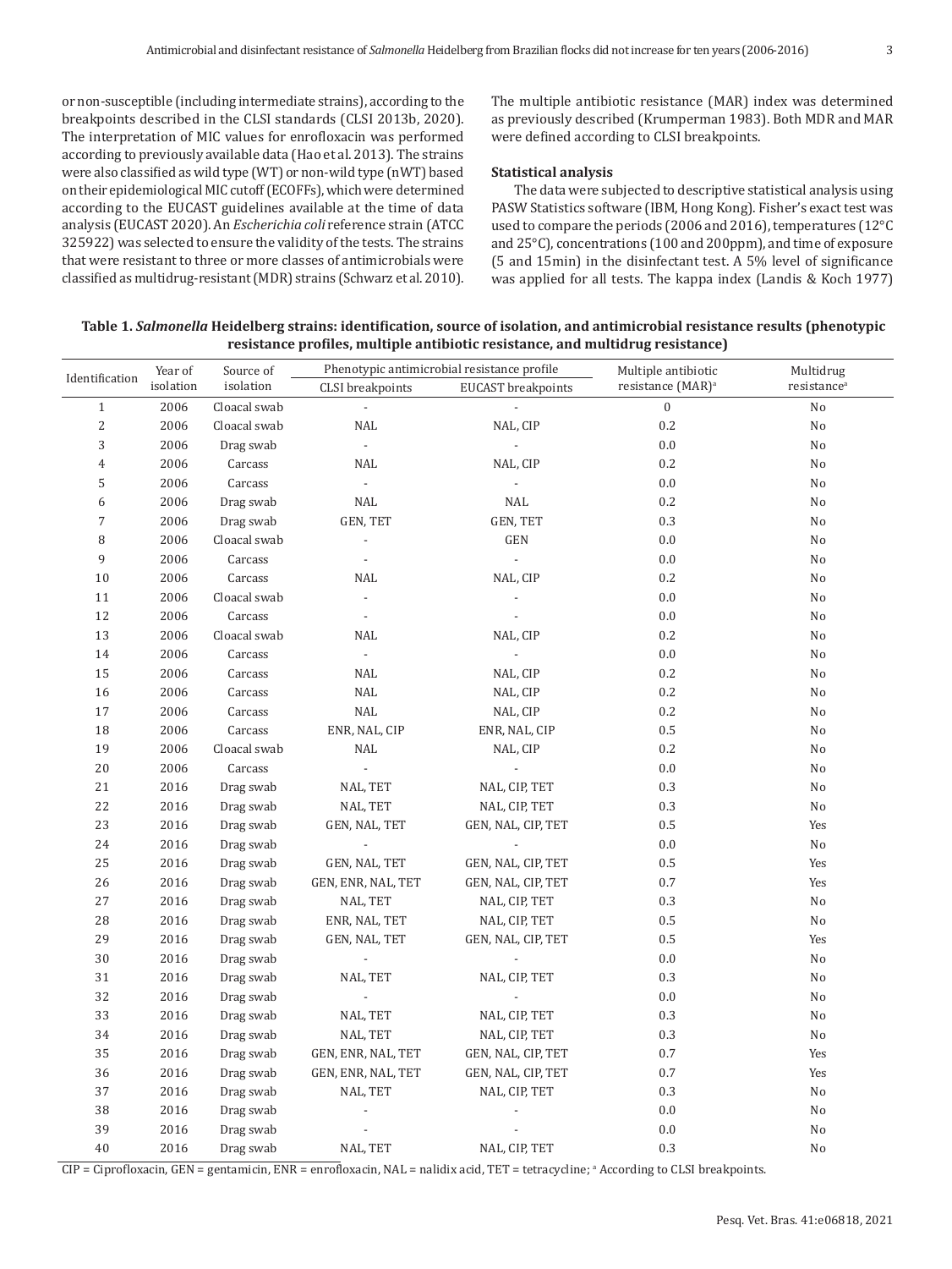or non-susceptible (including intermediate strains), according to the breakpoints described in the CLSI standards (CLSI 2013b, 2020). The interpretation of MIC values for enrofloxacin was performed according to previously available data (Hao et al. 2013). The strains were also classified as wild type (WT) or non-wild type (nWT) based on their epidemiological MIC cutoff (ECOFFs), which were determined according to the EUCAST guidelines available at the time of data analysis (EUCAST 2020). An *Escherichia coli* reference strain (ATCC 325922) was selected to ensure the validity of the tests. The strains that were resistant to three or more classes of antimicrobials were classified as multidrug-resistant (MDR) strains (Schwarz et al. 2010). The multiple antibiotic resistance (MAR) index was determined as previously described (Krumperman 1983). Both MDR and MAR were defined according to CLSI breakpoints.

**Statistical analysis**

The data were subjected to descriptive statistical analysis using PASW Statistics software (IBM, Hong Kong). Fisher's exact test was used to compare the periods (2006 and 2016), temperatures (12°C and 25°C), concentrations (100 and 200ppm), and time of exposure (5 and 15min) in the disinfectant test. A 5% level of significance was applied for all tests. The kappa index (Landis & Koch 1977)

**Table 1. *Salmonella* Heidelberg strains: identification, source of isolation, and antimicrobial resistance results (phenotypic resistance profiles, multiple antibiotic resistance, and multidrug resistance)**

| Identification | Year of isolation | Source of isolation | Phenotypic antimicrobial resistance profile | | Multiple antibiotic resistance (MAR)[a] | Multidrug resistance[a] |
|---|---|---|---|---|---|---|
| | | | CLSI breakpoints | EUCAST breakpoints | | |
| 1 | 2006 | Cloacal swab | - | - | 0 | No |
| 2 | 2006 | Cloacal swab | NAL | NAL, CIP | 0.2 | No |
| 3 | 2006 | Drag swab | - | - | 0.0 | No |
| 4 | 2006 | Carcass | NAL | NAL, CIP | 0.2 | No |
| 5 | 2006 | Carcass | - | - | 0.0 | No |
| 6 | 2006 | Drag swab | NAL | NAL | 0.2 | No |
| 7 | 2006 | Drag swab | GEN, TET | GEN, TET | 0.3 | No |
| 8 | 2006 | Cloacal swab | - | GEN | 0.0 | No |
| 9 | 2006 | Carcass | - | - | 0.0 | No |
| 10 | 2006 | Carcass | NAL | NAL, CIP | 0.2 | No |
| 11 | 2006 | Cloacal swab | - | - | 0.0 | No |
| 12 | 2006 | Carcass | - | - | 0.0 | No |
| 13 | 2006 | Cloacal swab | NAL | NAL, CIP | 0.2 | No |
| 14 | 2006 | Carcass | - | - | 0.0 | No |
| 15 | 2006 | Carcass | NAL | NAL, CIP | 0.2 | No |
| 16 | 2006 | Carcass | NAL | NAL, CIP | 0.2 | No |
| 17 | 2006 | Carcass | NAL | NAL, CIP | 0.2 | No |
| 18 | 2006 | Carcass | ENR, NAL, CIP | ENR, NAL, CIP | 0.5 | No |
| 19 | 2006 | Cloacal swab | NAL | NAL, CIP | 0.2 | No |
| 20 | 2006 | Carcass | - | - | 0.0 | No |
| 21 | 2016 | Drag swab | NAL, TET | NAL, CIP, TET | 0.3 | No |
| 22 | 2016 | Drag swab | NAL, TET | NAL, CIP, TET | 0.3 | No |
| 23 | 2016 | Drag swab | GEN, NAL, TET | GEN, NAL, CIP, TET | 0.5 | Yes |
| 24 | 2016 | Drag swab | - | - | 0.0 | No |
| 25 | 2016 | Drag swab | GEN, NAL, TET | GEN, NAL, CIP, TET | 0.5 | Yes |
| 26 | 2016 | Drag swab | GEN, ENR, NAL, TET | GEN, NAL, CIP, TET | 0.7 | Yes |
| 27 | 2016 | Drag swab | NAL, TET | NAL, CIP, TET | 0.3 | No |
| 28 | 2016 | Drag swab | ENR, NAL, TET | NAL, CIP, TET | 0.5 | No |
| 29 | 2016 | Drag swab | GEN, NAL, TET | GEN, NAL, CIP, TET | 0.5 | Yes |
| 30 | 2016 | Drag swab | - | - | 0.0 | No |
| 31 | 2016 | Drag swab | NAL, TET | NAL, CIP, TET | 0.3 | No |
| 32 | 2016 | Drag swab | - | - | 0.0 | No |
| 33 | 2016 | Drag swab | NAL, TET | NAL, CIP, TET | 0.3 | No |
| 34 | 2016 | Drag swab | NAL, TET | NAL, CIP, TET | 0.3 | No |
| 35 | 2016 | Drag swab | GEN, ENR, NAL, TET | GEN, NAL, CIP, TET | 0.7 | Yes |
| 36 | 2016 | Drag swab | GEN, ENR, NAL, TET | GEN, NAL, CIP, TET | 0.7 | Yes |
| 37 | 2016 | Drag swab | NAL, TET | NAL, CIP, TET | 0.3 | No |
| 38 | 2016 | Drag swab | - | - | 0.0 | No |
| 39 | 2016 | Drag swab | - | - | 0.0 | No |
| 40 | 2016 | Drag swab | NAL, TET | NAL, CIP, TET | 0.3 | No |

CIP = Ciprofloxacin, GEN = gentamicin, ENR = enrofloxacin, NAL = nalidix acid, TET = tetracycline; [a] According to CLSI breakpoints.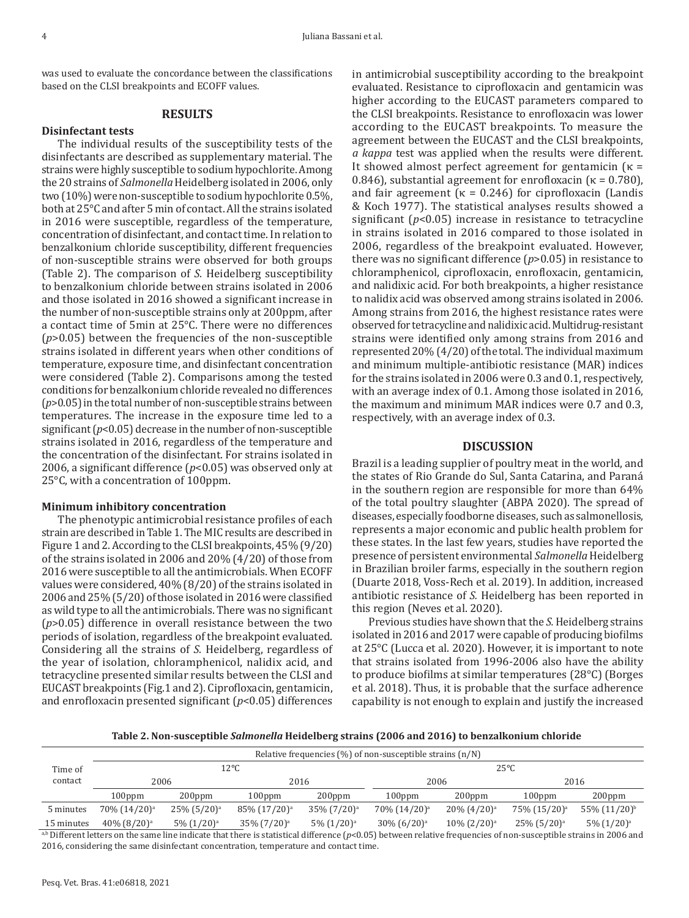was used to evaluate the concordance between the classifications based on the CLSI breakpoints and ECOFF values.

## RESULTS

### Disinfectant tests

The individual results of the susceptibility tests of the disinfectants are described as supplementary material. The strains were highly susceptible to sodium hypochlorite. Among the 20 strains of *Salmonella* Heidelberg isolated in 2006, only two (10%) were non-susceptible to sodium hypochlorite 0.5%, both at 25°C and after 5 min of contact. All the strains isolated in 2016 were susceptible, regardless of the temperature, concentration of disinfectant, and contact time. In relation to benzalkonium chloride susceptibility, different frequencies of non-susceptible strains were observed for both groups (Table 2). The comparison of *S.* Heidelberg susceptibility to benzalkonium chloride between strains isolated in 2006 and those isolated in 2016 showed a significant increase in the number of non-susceptible strains only at 200ppm, after a contact time of 5min at 25°C. There were no differences ($p>0.05$) between the frequencies of the non-susceptible strains isolated in different years when other conditions of temperature, exposure time, and disinfectant concentration were considered (Table 2). Comparisons among the tested conditions for benzalkonium chloride revealed no differences ($p>0.05$) in the total number of non-susceptible strains between temperatures. The increase in the exposure time led to a significant ($p<0.05$) decrease in the number of non-susceptible strains isolated in 2016, regardless of the temperature and the concentration of the disinfectant. For strains isolated in 2006, a significant difference ($p<0.05$) was observed only at 25°C, with a concentration of 100ppm.

### Minimum inhibitory concentration

The phenotypic antimicrobial resistance profiles of each strain are described in Table 1. The MIC results are described in Figure 1 and 2. According to the CLSI breakpoints, 45% (9/20) of the strains isolated in 2006 and 20% (4/20) of those from 2016 were susceptible to all the antimicrobials. When ECOFF values were considered, 40% (8/20) of the strains isolated in 2006 and 25% (5/20) of those isolated in 2016 were classified as wild type to all the antimicrobials. There was no significant ($p>0.05$) difference in overall resistance between the two periods of isolation, regardless of the breakpoint evaluated. Considering all the strains of *S.* Heidelberg, regardless of the year of isolation, chloramphenicol, nalidix acid, and tetracycline presented similar results between the CLSI and EUCAST breakpoints (Fig.1 and 2). Ciprofloxacin, gentamicin, and enrofloxacin presented significant ($p<0.05$) differences in antimicrobial susceptibility according to the breakpoint evaluated. Resistance to ciprofloxacin and gentamicin was higher according to the EUCAST parameters compared to the CLSI breakpoints. Resistance to enrofloxacin was lower according to the EUCAST breakpoints. To measure the agreement between the EUCAST and the CLSI breakpoints, *a kappa* test was applied when the results were different. It showed almost perfect agreement for gentamicin ($\kappa$ = 0.846), substantial agreement for enrofloxacin ($\kappa$ = 0.780), and fair agreement ($\kappa$ = 0.246) for ciprofloxacin (Landis & Koch 1977). The statistical analyses results showed a significant ($p<0.05$) increase in resistance to tetracycline in strains isolated in 2016 compared to those isolated in 2006, regardless of the breakpoint evaluated. However, there was no significant difference ($p>0.05$) in resistance to chloramphenicol, ciprofloxacin, enrofloxacin, gentamicin, and nalidixic acid. For both breakpoints, a higher resistance to nalidix acid was observed among strains isolated in 2006. Among strains from 2016, the highest resistance rates were observed for tetracycline and nalidixic acid. Multidrug-resistant strains were identified only among strains from 2016 and represented 20% (4/20) of the total. The individual maximum and minimum multiple-antibiotic resistance (MAR) indices for the strains isolated in 2006 were 0.3 and 0.1, respectively, with an average index of 0.1. Among those isolated in 2016, the maximum and minimum MAR indices were 0.7 and 0.3, respectively, with an average index of 0.3.

## DISCUSSION

Brazil is a leading supplier of poultry meat in the world, and the states of Rio Grande do Sul, Santa Catarina, and Paraná in the southern region are responsible for more than 64% of the total poultry slaughter (ABPA 2020). The spread of diseases, especially foodborne diseases, such as salmonellosis, represents a major economic and public health problem for these states. In the last few years, studies have reported the presence of persistent environmental *Salmonella* Heidelberg in Brazilian broiler farms, especially in the southern region (Duarte 2018, Voss-Rech et al. 2019). In addition, increased antibiotic resistance of *S.* Heidelberg has been reported in this region (Neves et al. 2020).

Previous studies have shown that the *S.* Heidelberg strains isolated in 2016 and 2017 were capable of producing biofilms at 25°C (Lucca et al. 2020). However, it is important to note that strains isolated from 1996-2006 also have the ability to produce biofilms at similar temperatures (28°C) (Borges et al. 2018). Thus, it is probable that the surface adherence capability is not enough to explain and justify the increased

**Table 2. Non-susceptible *Salmonella* Heidelberg strains (2006 and 2016) to benzalkonium chloride**

| Time of contact | Relative frequencies (%) of non-susceptible strains (n/N) | | | | | | | |
|---|---|---|---|---|---|---|---|---|
| | 12°C | | | | 25°C | | | |
| | 2006 | | 2016 | | 2006 | | 2016 | |
| | 100ppm | 200ppm | 100ppm | 200ppm | 100ppm | 200ppm | 100ppm | 200ppm |
| 5 minutes | 70% (14/20)[a] | 25% (5/20)[a] | 85% (17/20)[a] | 35% (7/20)[a] | 70% (14/20)[a] | 20% (4/20)[a] | 75% (15/20)[a] | 55% (11/20)[b] |
| 15 minutes | 40% (8/20)[a] | 5% (1/20)[a] | 35% (7/20)[a] | 5% (1/20)[a] | 30% (6/20)[a] | 10% (2/20)[a] | 25% (5/20)[a] | 5% (1/20)[a] |

[a,b] Different letters on the same line indicate that there is statistical difference ($p<0.05$) between relative frequencies of non-susceptible strains in 2006 and 2016, considering the same disinfectant concentration, temperature and contact time.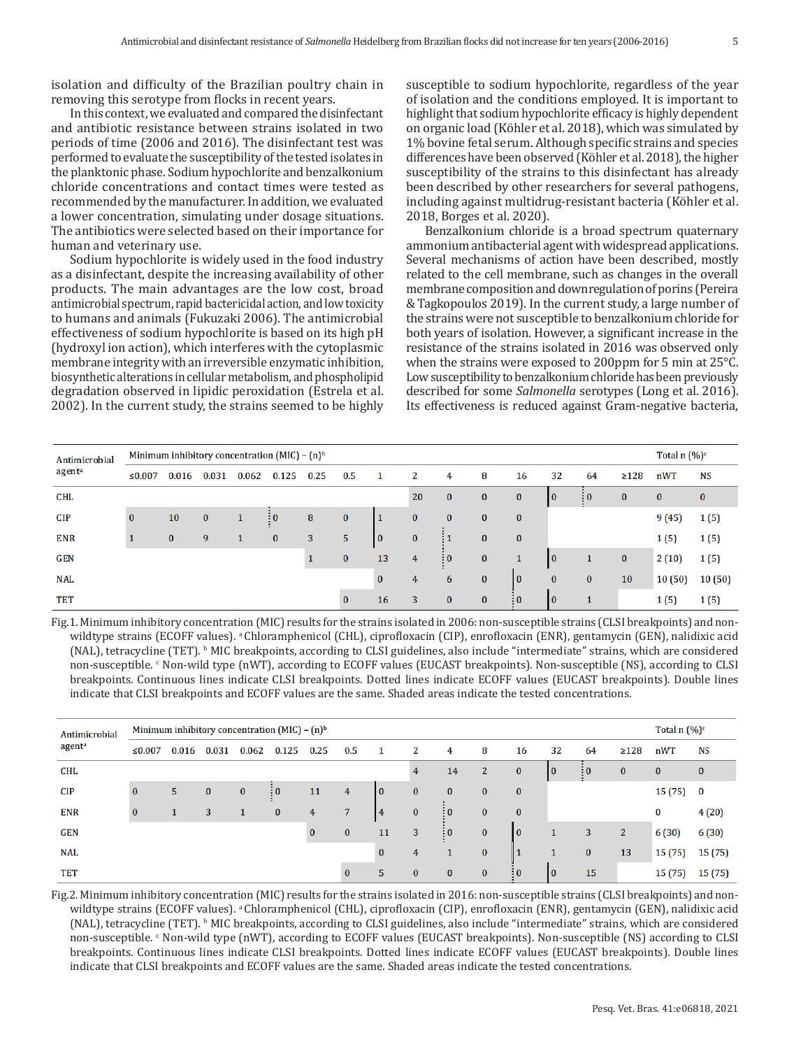isolation and difficulty of the Brazilian poultry chain in removing this serotype from flocks in recent years.

In this context, we evaluated and compared the disinfectant and antibiotic resistance between strains isolated in two periods of time (2006 and 2016). The disinfectant test was performed to evaluate the susceptibility of the tested isolates in the planktonic phase. Sodium hypochlorite and benzalkonium chloride concentrations and contact times were tested as recommended by the manufacturer. In addition, we evaluated a lower concentration, simulating under dosage situations. The antibiotics were selected based on their importance for human and veterinary use.

Sodium hypochlorite is widely used in the food industry as a disinfectant, despite the increasing availability of other products. The main advantages are the low cost, broad antimicrobial spectrum, rapid bactericidal action, and low toxicity to humans and animals (Fukuzaki 2006). The antimicrobial effectiveness of sodium hypochlorite is based on its high pH (hydroxyl ion action), which interferes with the cytoplasmic membrane integrity with an irreversible enzymatic inhibition, biosynthetic alterations in cellular metabolism, and phospholipid degradation observed in lipidic peroxidation (Estrela et al. 2002). In the current study, the strains seemed to be highly susceptible to sodium hypochlorite, regardless of the year of isolation and the conditions employed. It is important to highlight that sodium hypochlorite efficacy is highly dependent on organic load (Köhler et al. 2018), which was simulated by 1% bovine fetal serum. Although specific strains and species differences have been observed (Köhler et al. 2018), the higher susceptibility of the strains to this disinfectant has already been described by other researchers for several pathogens, including against multidrug-resistant bacteria (Köhler et al. 2018, Borges et al. 2020).

Benzalkonium chloride is a broad spectrum quaternary ammonium antibacterial agent with widespread applications. Several mechanisms of action have been described, mostly related to the cell membrane, such as changes in the overall membrane composition and downregulation of porins (Pereira & Tagkopoulos 2019). In the current study, a large number of the strains were not susceptible to benzalkonium chloride for both years of isolation. However, a significant increase in the resistance of the strains isolated in 2016 was observed only when the strains were exposed to 200ppm for 5 min at 25°C. Low susceptibility to benzalkonium chloride has been previously described for some *Salmonella* serotypes (Long et al. 2016). Its effectiveness is reduced against Gram-negative bacteria,

| Antimicrobial agent[a] | Minimum inhibitory concentration (MIC) – (n)[b] | | | | | | | | | | | | | | | Total n (%)[c] | |
|---|---|---|---|---|---|---|---|---|---|---|---|---|---|---|---|---|---|
| | ≤0.007 | 0.016 | 0.031 | 0.062 | 0.125 | 0.25 | 0.5 | 1 | 2 | 4 | 8 | 16 | 32 | 64 | ≥128 | nWT | NS |
| CHL | | | | | | | | | 20 | 0 | 0 | 0 | 0 | 0 | 0 | 0 | 0 |
| CIP | 0 | 10 | 0 | 1 | 0 | 8 | 0 | 1 | 0 | 0 | 0 | 0 | | | | 9 (45) | 1 (5) |
| ENR | 1 | 0 | 9 | 1 | 0 | 3 | 5 | 0 | 0 | 1 | 0 | 0 | | | | 1 (5) | 1 (5) |
| GEN | | | | | | 1 | 0 | 13 | 4 | 0 | 0 | 1 | 0 | 1 | 0 | 2 (10) | 1 (5) |
| NAL | | | | | | | | 0 | 4 | 6 | 0 | 0 | 0 | 0 | 10 | 10 (50) | 10 (50) |
| TET | | | | | | | 0 | 16 | 3 | 0 | 0 | 0 | 0 | 1 | | 1 (5) | 1 (5) |

Fig.1. Minimum inhibitory concentration (MIC) results for the strains isolated in 2006: non-susceptible strains (CLSI breakpoints) and non-wildtype strains (ECOFF values). [a] Chloramphenicol (CHL), ciprofloxacin (CIP), enrofloxacin (ENR), gentamycin (GEN), nalidixic acid (NAL), tetracycline (TET). [b] MIC breakpoints, according to CLSI guidelines, also include "intermediate" strains, which are considered non-susceptible. [c] Non-wild type (nWT), according to ECOFF values (EUCAST breakpoints). Non-susceptible (NS), according to CLSI breakpoints. Continuous lines indicate CLSI breakpoints. Dotted lines indicate ECOFF values (EUCAST breakpoints). Double lines indicate that CLSI breakpoints and ECOFF values are the same. Shaded areas indicate the tested concentrations.

| Antimicrobial agent[a] | Minimum inhibitory concentration (MIC) – (n)[b] | | | | | | | | | | | | | | | Total n (%)[c] | |
|---|---|---|---|---|---|---|---|---|---|---|---|---|---|---|---|---|---|
| | ≤0.007 | 0.016 | 0.031 | 0.062 | 0.125 | 0.25 | 0.5 | 1 | 2 | 4 | 8 | 16 | 32 | 64 | ≥128 | nWT | NS |
| CHL | | | | | | | | | 4 | 14 | 2 | 0 | 0 | 0 | 0 | 0 | 0 |
| CIP | 0 | 5 | 0 | 0 | 0 | 11 | 4 | 0 | 0 | 0 | 0 | 0 | | | | 15 (75) | 0 |
| ENR | 0 | 1 | 3 | 1 | 0 | 4 | 7 | 4 | 0 | 0 | 0 | 0 | | | | 0 | 4 (20) |
| GEN | | | | | | 0 | 0 | 11 | 3 | 0 | 0 | 0 | 1 | 3 | 2 | 6 (30) | 6 (30) |
| NAL | | | | | | | | 0 | 4 | 1 | 0 | 1 | 1 | 0 | 13 | 15 (75) | 15 (75) |
| TET | | | | | | | 0 | 5 | 0 | 0 | 0 | 0 | 0 | 15 | | 15 (75) | 15 (75) |

Fig.2. Minimum inhibitory concentration (MIC) results for the strains isolated in 2016: non-susceptible strains (CLSI breakpoints) and non-wildtype strains (ECOFF values). [a] Chloramphenicol (CHL), ciprofloxacin (CIP), enrofloxacin (ENR), gentamycin (GEN), nalidixic acid (NAL), tetracycline (TET). [b] MIC breakpoints, according to CLSI guidelines, also include "intermediate" strains, which are considered non-susceptible. [c] Non-wild type (nWT), according to ECOFF values (EUCAST breakpoints). Non-susceptible (NS) according to CLSI breakpoints. Continuous lines indicate CLSI breakpoints. Dotted lines indicate ECOFF values (EUCAST breakpoints). Double lines indicate that CLSI breakpoints and ECOFF values are the same. Shaded areas indicate the tested concentrations.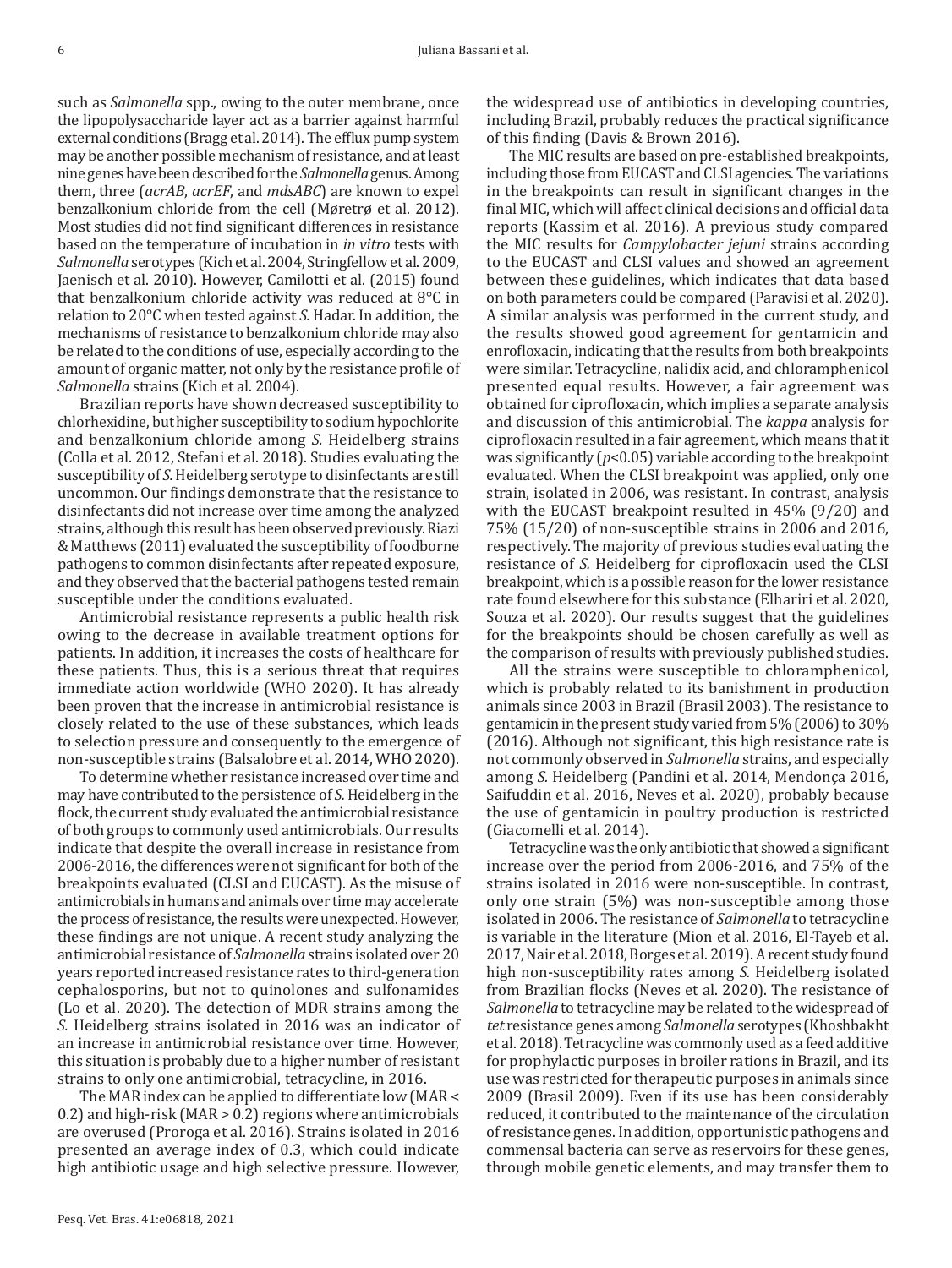such as *Salmonella* spp., owing to the outer membrane, once the lipopolysaccharide layer act as a barrier against harmful external conditions (Bragg et al. 2014). The efflux pump system may be another possible mechanism of resistance, and at least nine genes have been described for the *Salmonella* genus. Among them, three (*acrAB*, *acrEF*, and *mdsABC*) are known to expel benzalkonium chloride from the cell (Møretrø et al. 2012). Most studies did not find significant differences in resistance based on the temperature of incubation in *in vitro* tests with *Salmonella* serotypes (Kich et al. 2004, Stringfellow et al. 2009, Jaenisch et al. 2010). However, Camilotti et al. (2015) found that benzalkonium chloride activity was reduced at 8°C in relation to 20°C when tested against *S.* Hadar. In addition, the mechanisms of resistance to benzalkonium chloride may also be related to the conditions of use, especially according to the amount of organic matter, not only by the resistance profile of *Salmonella* strains (Kich et al. 2004).

Brazilian reports have shown decreased susceptibility to chlorhexidine, but higher susceptibility to sodium hypochlorite and benzalkonium chloride among *S.* Heidelberg strains (Colla et al. 2012, Stefani et al. 2018). Studies evaluating the susceptibility of *S.* Heidelberg serotype to disinfectants are still uncommon. Our findings demonstrate that the resistance to disinfectants did not increase over time among the analyzed strains, although this result has been observed previously. Riazi & Matthews (2011) evaluated the susceptibility of foodborne pathogens to common disinfectants after repeated exposure, and they observed that the bacterial pathogens tested remain susceptible under the conditions evaluated.

Antimicrobial resistance represents a public health risk owing to the decrease in available treatment options for patients. In addition, it increases the costs of healthcare for these patients. Thus, this is a serious threat that requires immediate action worldwide (WHO 2020). It has already been proven that the increase in antimicrobial resistance is closely related to the use of these substances, which leads to selection pressure and consequently to the emergence of non-susceptible strains (Balsalobre et al. 2014, WHO 2020).

To determine whether resistance increased over time and may have contributed to the persistence of *S.* Heidelberg in the flock, the current study evaluated the antimicrobial resistance of both groups to commonly used antimicrobials. Our results indicate that despite the overall increase in resistance from 2006-2016, the differences were not significant for both of the breakpoints evaluated (CLSI and EUCAST). As the misuse of antimicrobials in humans and animals over time may accelerate the process of resistance, the results were unexpected. However, these findings are not unique. A recent study analyzing the antimicrobial resistance of *Salmonella* strains isolated over 20 years reported increased resistance rates to third-generation cephalosporins, but not to quinolones and sulfonamides (Lo et al. 2020). The detection of MDR strains among the *S.* Heidelberg strains isolated in 2016 was an indicator of an increase in antimicrobial resistance over time. However, this situation is probably due to a higher number of resistant strains to only one antimicrobial, tetracycline, in 2016.

The MAR index can be applied to differentiate low (MAR < 0.2) and high-risk (MAR > 0.2) regions where antimicrobials are overused (Proroga et al. 2016). Strains isolated in 2016 presented an average index of 0.3, which could indicate high antibiotic usage and high selective pressure. However, the widespread use of antibiotics in developing countries, including Brazil, probably reduces the practical significance of this finding (Davis & Brown 2016).

The MIC results are based on pre-established breakpoints, including those from EUCAST and CLSI agencies. The variations in the breakpoints can result in significant changes in the final MIC, which will affect clinical decisions and official data reports (Kassim et al. 2016). A previous study compared the MIC results for *Campylobacter jejuni* strains according to the EUCAST and CLSI values and showed an agreement between these guidelines, which indicates that data based on both parameters could be compared (Paravisi et al. 2020). A similar analysis was performed in the current study, and the results showed good agreement for gentamicin and enrofloxacin, indicating that the results from both breakpoints were similar. Tetracycline, nalidix acid, and chloramphenicol presented equal results. However, a fair agreement was obtained for ciprofloxacin, which implies a separate analysis and discussion of this antimicrobial. The *kappa* analysis for ciprofloxacin resulted in a fair agreement, which means that it was significantly ($p$<0.05) variable according to the breakpoint evaluated. When the CLSI breakpoint was applied, only one strain, isolated in 2006, was resistant. In contrast, analysis with the EUCAST breakpoint resulted in 45% (9/20) and 75% (15/20) of non-susceptible strains in 2006 and 2016, respectively. The majority of previous studies evaluating the resistance of *S.* Heidelberg for ciprofloxacin used the CLSI breakpoint, which is a possible reason for the lower resistance rate found elsewhere for this substance (Elhariri et al. 2020, Souza et al. 2020). Our results suggest that the guidelines for the breakpoints should be chosen carefully as well as the comparison of results with previously published studies.

All the strains were susceptible to chloramphenicol, which is probably related to its banishment in production animals since 2003 in Brazil (Brasil 2003). The resistance to gentamicin in the present study varied from 5% (2006) to 30% (2016). Although not significant, this high resistance rate is not commonly observed in *Salmonella* strains, and especially among *S.* Heidelberg (Pandini et al. 2014, Mendonça 2016, Saifuddin et al. 2016, Neves et al. 2020), probably because the use of gentamicin in poultry production is restricted (Giacomelli et al. 2014).

Tetracycline was the only antibiotic that showed a significant increase over the period from 2006-2016, and 75% of the strains isolated in 2016 were non-susceptible. In contrast, only one strain (5%) was non-susceptible among those isolated in 2006. The resistance of *Salmonella* to tetracycline is variable in the literature (Mion et al. 2016, El-Tayeb et al. 2017, Nair et al. 2018, Borges et al. 2019). A recent study found high non-susceptibility rates among *S.* Heidelberg isolated from Brazilian flocks (Neves et al. 2020). The resistance of *Salmonella* to tetracycline may be related to the widespread of *tet* resistance genes among *Salmonella* serotypes (Khoshbakht et al. 2018). Tetracycline was commonly used as a feed additive for prophylactic purposes in broiler rations in Brazil, and its use was restricted for therapeutic purposes in animals since 2009 (Brasil 2009). Even if its use has been considerably reduced, it contributed to the maintenance of the circulation of resistance genes. In addition, opportunistic pathogens and commensal bacteria can serve as reservoirs for these genes, through mobile genetic elements, and may transfer them to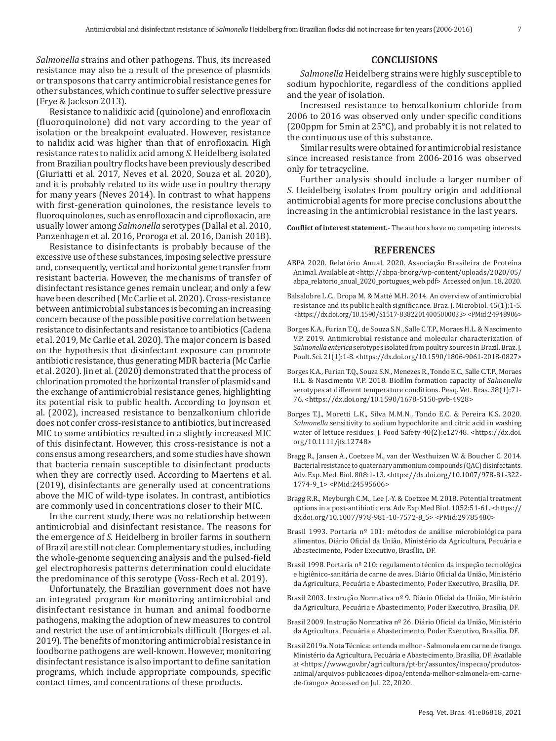*Salmonella* strains and other pathogens. Thus, its increased resistance may also be a result of the presence of plasmids or transposons that carry antimicrobial resistance genes for other substances, which continue to suffer selective pressure (Frye & Jackson 2013).

Resistance to nalidixic acid (quinolone) and enrofloxacin (fluoroquinolone) did not vary according to the year of isolation or the breakpoint evaluated. However, resistance to nalidix acid was higher than that of enrofloxacin. High resistance rates to nalidix acid among *S.* Heidelberg isolated from Brazilian poultry flocks have been previously described (Giuriatti et al. 2017, Neves et al. 2020, Souza et al. 2020), and it is probably related to its wide use in poultry therapy for many years (Neves 2014). In contrast to what happens with first-generation quinolones, the resistance levels to fluoroquinolones, such as enrofloxacin and ciprofloxacin, are usually lower among *Salmonella* serotypes (Dallal et al. 2010, Panzenhagen et al. 2016, Proroga et al. 2016, Danish 2018).

Resistance to disinfectants is probably because of the excessive use of these substances, imposing selective pressure and, consequently, vertical and horizontal gene transfer from resistant bacteria. However, the mechanisms of transfer of disinfectant resistance genes remain unclear, and only a few have been described (Mc Carlie et al. 2020). Cross-resistance between antimicrobial substances is becoming an increasing concern because of the possible positive correlation between resistance to disinfectants and resistance to antibiotics (Cadena et al. 2019, Mc Carlie et al. 2020). The major concern is based on the hypothesis that disinfectant exposure can promote antibiotic resistance, thus generating MDR bacteria (Mc Carlie et al. 2020). Jin et al. (2020) demonstrated that the process of chlorination promoted the horizontal transfer of plasmids and the exchange of antimicrobial resistance genes, highlighting its potential risk to public health. According to Joynson et al. (2002), increased resistance to benzalkonium chloride does not confer cross-resistance to antibiotics, but increased MIC to some antibiotics resulted in a slightly increased MIC of this disinfectant. However, this cross-resistance is not a consensus among researchers, and some studies have shown that bacteria remain susceptible to disinfectant products when they are correctly used. According to Maertens et al. (2019), disinfectants are generally used at concentrations above the MIC of wild-type isolates. In contrast, antibiotics are commonly used in concentrations closer to their MIC.

In the current study, there was no relationship between antimicrobial and disinfectant resistance. The reasons for the emergence of *S.* Heidelberg in broiler farms in southern of Brazil are still not clear. Complementary studies, including the whole-genome sequencing analysis and the pulsed-field gel electrophoresis patterns determination could elucidate the predominance of this serotype (Voss-Rech et al. 2019).

Unfortunately, the Brazilian government does not have an integrated program for monitoring antimicrobial and disinfectant resistance in human and animal foodborne pathogens, making the adoption of new measures to control and restrict the use of antimicrobials difficult (Borges et al. 2019). The benefits of monitoring antimicrobial resistance in foodborne pathogens are well-known. However, monitoring disinfectant resistance is also important to define sanitation programs, which include appropriate compounds, specific contact times, and concentrations of these products.

## CONCLUSIONS

*Salmonella* Heidelberg strains were highly susceptible to sodium hypochlorite, regardless of the conditions applied and the year of isolation.

Increased resistance to benzalkonium chloride from 2006 to 2016 was observed only under specific conditions (200ppm for 5min at 25°C), and probably it is not related to the continuous use of this substance.

Similar results were obtained for antimicrobial resistance since increased resistance from 2006-2016 was observed only for tetracycline.

Further analysis should include a larger number of *S.* Heidelberg isolates from poultry origin and additional antimicrobial agents for more precise conclusions about the increasing in the antimicrobial resistance in the last years.

**Conflict of interest statement.**- The authors have no competing interests.

## REFERENCES

ABPA 2020. Relatório Anual, 2020. Associação Brasileira de Proteína Animal. Available at <http://abpa-br.org/wp-content/uploads/2020/05/abpa_relatorio_anual_2020_portugues_web.pdf> Accessed on Jun. 18, 2020.

Balsalobre L.C., Dropa M. & Matté M.H. 2014. An overview of antimicrobial resistance and its public health significance. Braz. J. Microbiol. 45(1):1-5. <https://dx.doi.org/10.1590/S1517-83822014005000033> <PMid:24948906>

Borges K.A., Furian T.Q., de Souza S.N., Salle C.T.P., Moraes H.L. & Nascimento V.P. 2019. Antimicrobial resistance and molecular characterization of *Salmonella enterica* serotypes isolated from poultry sources in Brazil. Braz. J. Poult. Sci. 21(1):1-8. <https://dx.doi.org/10.1590/1806-9061-2018-0827>

Borges K.A., Furian T.Q., Souza S.N., Menezes R., Tondo E.C., Salle C.T.P., Moraes H.L. & Nascimento V.P. 2018. Biofilm formation capacity of *Salmonella* serotypes at different temperature conditions. Pesq. Vet. Bras. 38(1):71-76. <https://dx.doi.org/10.1590/1678-5150-pvb-4928>

Borges T.J., Moretti L.K., Silva M.M.N., Tondo E.C. & Pereira K.S. 2020. *Salmonella* sensitivity to sodium hypochlorite and citric acid in washing water of lettuce residues. J. Food Safety 40(2):e12748. <https://dx.doi.org/10.1111/jfs.12748>

Bragg R., Jansen A., Coetzee M., van der Westhuizen W. & Boucher C. 2014. Bacterial resistance to quaternary ammonium compounds (QAC) disinfectants. Adv. Exp. Med. Biol. 808:1-13. <https://dx.doi.org/10.1007/978-81-322-1774-9_1> <PMid:24595606>

Bragg R.R., Meyburgh C.M., Lee J.-Y. & Coetzee M. 2018. Potential treatment options in a post-antibiotic era. Adv Exp Med Biol. 1052:51-61. <https://dx.doi.org/10.1007/978-981-10-7572-8_5> <PMid:29785480>

Brasil 1993. Portaria nº 101: métodos de análise microbiológica para alimentos. Diário Oficial da União, Ministério da Agricultura, Pecuária e Abastecimento, Poder Executivo, Brasília, DF.

Brasil 1998. Portaria nº 210: regulamento técnico da inspeção tecnológica e higiênico-sanitária de carne de aves. Diário Oficial da União, Ministério da Agricultura, Pecuária e Abastecimento, Poder Executivo, Brasília, DF.

Brasil 2003. Instrução Normativa nº 9. Diário Oficial da União, Ministério da Agricultura, Pecuária e Abastecimento, Poder Executivo, Brasília, DF.

Brasil 2009. Instrução Normativa nº 26. Diário Oficial da União, Ministério da Agricultura, Pecuária e Abastecimento, Poder Executivo, Brasília, DF.

Brasil 2019a. Nota Técnica: entenda melhor - Salmonela em carne de frango. Ministério da Agricultura, Pecuária e Abastecimento, Brasília, DF. Available at <https://www.gov.br/agricultura/pt-br/assuntos/inspecao/produtos-animal/arquivos-publicacoes-dipoa/entenda-melhor-salmonela-em-carne-de-frango> Accessed on Jul. 22, 2020.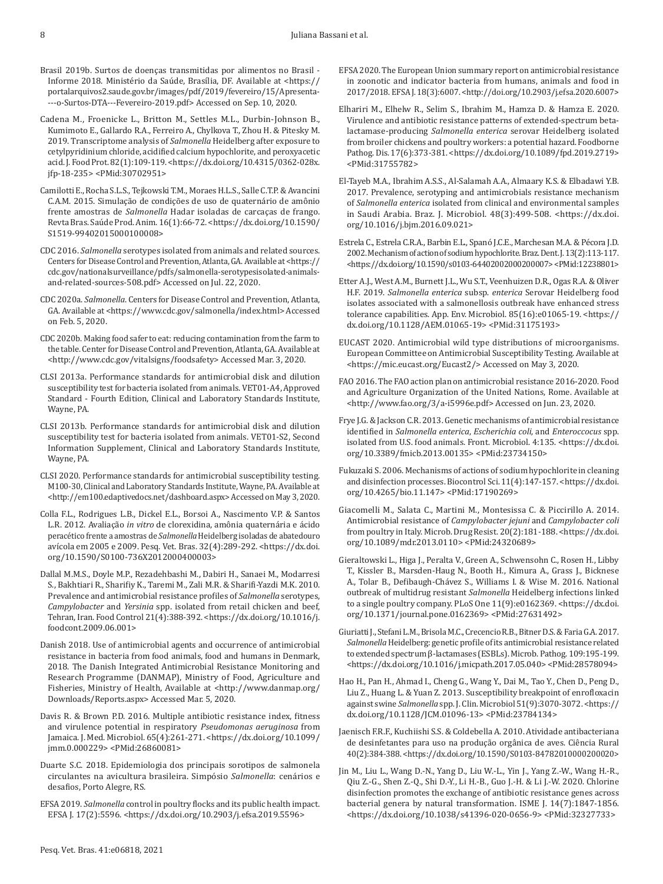Brasil 2019b. Surtos de doenças transmitidas por alimentos no Brasil - Informe 2018. Ministério da Saúde, Brasília, DF. Available at <https://portalarquivos2.saude.gov.br/images/pdf/2019/fevereiro/15/Apresenta----o-Surtos-DTA---Fevereiro-2019.pdf> Accessed on Sep. 10, 2020.

Cadena M., Froenicke L., Britton M., Settles M.L., Durbin-Johnson B., Kumimoto E., Gallardo R.A., Ferreiro A., Chylkova T., Zhou H. & Pitesky M. 2019. Transcriptome analysis of *Salmonella* Heidelberg after exposure to cetylpyridinium chloride, acidified calcium hypochlorite, and peroxyacetic acid. J. Food Prot. 82(1):109-119. <https://dx.doi.org/10.4315/0362-028x.jfp-18-235> <PMid:30702951>

Camilotti E., Rocha S.L.S., Tejkowski T.M., Moraes H.L.S., Salle C.T.P. & Avancini C.A.M. 2015. Simulação de condições de uso de quaternário de amônio frente amostras de *Salmonella* Hadar isoladas de carcaças de frango. Revta Bras. Saúde Prod. Anim. 16(1):66-72. <https://dx.doi.org/10.1590/S1519-99402015000100008>

CDC 2016. *Salmonella* serotypes isolated from animals and related sources. Centers for Disease Control and Prevention, Atlanta, GA. Available at <https://cdc.gov/nationalsurveillance/pdfs/salmonella-serotypesisolated-animals-and-related-sources-508.pdf> Accessed on Jul. 22, 2020.

CDC 2020a. *Salmonella*. Centers for Disease Control and Prevention, Atlanta, GA. Available at <https://www.cdc.gov/salmonella/index.html> Accessed on Feb. 5, 2020.

CDC 2020b. Making food safer to eat: reducing contamination from the farm to the table. Center for Disease Control and Prevention, Atlanta, GA. Available at <http://www.cdc.gov/vitalsigns/foodsafety> Accessed Mar. 3, 2020.

CLSI 2013a. Performance standards for antimicrobial disk and dilution susceptibility test for bacteria isolated from animals. VET01-A4, Approved Standard - Fourth Edition, Clinical and Laboratory Standards Institute, Wayne, PA.

CLSI 2013b. Performance standards for antimicrobial disk and dilution susceptibility test for bacteria isolated from animals. VET01-S2, Second Information Supplement, Clinical and Laboratory Standards Institute, Wayne, PA.

CLSI 2020. Performance standards for antimicrobial susceptibility testing. M100-30, Clinical and Laboratory Standards Institute, Wayne, PA. Available at <http://em100.edaptivedocs.net/dashboard.aspx> Accessed on May 3, 2020.

Colla F.L., Rodrigues L.B., Dickel E.L., Borsoi A., Nascimento V.P. & Santos L.R. 2012. Avaliação *in vitro* de clorexidina, amônia quaternária e ácido peracético frente a amostras de *Salmonella* Heidelberg isoladas de abatedouro avícola em 2005 e 2009. Pesq. Vet. Bras. 32(4):289-292. <https://dx.doi.org/10.1590/S0100-736X2012000400003>

Dallal M.M.S., Doyle M.P., Rezadehbashi M., Dabiri H., Sanaei M., Modarresi S., Bakhtiari R., Sharifiy K., Taremi M., Zali M.R. & Sharifi-Yazdi M.K. 2010. Prevalence and antimicrobial resistance profiles of *Salmonella* serotypes, *Campylobacter* and *Yersinia* spp. isolated from retail chicken and beef, Tehran, Iran. Food Control 21(4):388-392. <https://dx.doi.org/10.1016/j.foodcont.2009.06.001>

Danish 2018. Use of antimicrobial agents and occurrence of antimicrobial resistance in bacteria from food animals, food and humans in Denmark, 2018. The Danish Integrated Antimicrobial Resistance Monitoring and Research Programme (DANMAP), Ministry of Food, Agriculture and Fisheries, Ministry of Health, Available at <http://www.danmap.org/Downloads/Reports.aspx> Accessed Mar. 5, 2020.

Davis R. & Brown P.D. 2016. Multiple antibiotic resistance index, fitness and virulence potential in respiratory *Pseudomonas aeruginosa* from Jamaica. J. Med. Microbiol. 65(4):261-271. <https://dx.doi.org/10.1099/jmm.0.000229> <PMid:26860081>

Duarte S.C. 2018. Epidemiologia dos principais sorotipos de salmonela circulantes na avicultura brasileira. Simpósio *Salmonella*: cenários e desafios, Porto Alegre, RS.

EFSA 2019. *Salmonella* control in poultry flocks and its public health impact. EFSA J. 17(2):5596. <https://dx.doi.org/10.2903/j.efsa.2019.5596>

EFSA 2020. The European Union summary report on antimicrobial resistance in zoonotic and indicator bacteria from humans, animals and food in 2017/2018. EFSA J. 18(3):6007. <http://doi.org/10.2903/j.efsa.2020.6007>

Elhariri M., Elhelw R., Selim S., Ibrahim M., Hamza D. & Hamza E. 2020. Virulence and antibiotic resistance patterns of extended-spectrum beta-lactamase-producing *Salmonella enterica* serovar Heidelberg isolated from broiler chickens and poultry workers: a potential hazard. Foodborne Pathog. Dis. 17(6):373-381. <https://dx.doi.org/10.1089/fpd.2019.2719> <PMid:31755782>

El-Tayeb M.A., Ibrahim A.S.S., Al-Salamah A.A., Almaary K.S. & Elbadawi Y.B. 2017. Prevalence, serotyping and antimicrobials resistance mechanism of *Salmonella enterica* isolated from clinical and environmental samples in Saudi Arabia. Braz. J. Microbiol. 48(3):499-508. <https://dx.doi.org/10.1016/j.bjm.2016.09.021>

Estrela C., Estrela C.R.A., Barbin E.L., Spanó J.C.E., Marchesan M.A. & Pécora J.D. 2002. Mechanism of action of sodium hypochlorite. Braz. Dent. J. 13(2):113-117. <https://dx.doi.org/10.1590/s0103-64402002000200007> <PMid:12238801>

Etter A.J., West A.M., Burnett J.L., Wu S.T., Veenhuizen D.R., Ogas R.A. & Oliver H.F. 2019. *Salmonella enterica* subsp. *enterica* Serovar Heidelberg food isolates associated with a salmonellosis outbreak have enhanced stress tolerance capabilities. App. Env. Microbiol. 85(16):e01065-19. <https://dx.doi.org/10.1128/AEM.01065-19> <PMid:31175193>

EUCAST 2020. Antimicrobial wild type distributions of microorganisms. European Committee on Antimicrobial Susceptibility Testing. Available at <https://mic.eucast.org/Eucast2/> Accessed on May 3, 2020.

FAO 2016. The FAO action plan on antimicrobial resistance 2016-2020. Food and Agriculture Organization of the United Nations, Rome. Available at <http://www.fao.org/3/a-i5996e.pdf> Accessed on Jun. 23, 2020.

Frye J.G. & Jackson C.R. 2013. Genetic mechanisms of antimicrobial resistance identified in *Salmonella enterica*, *Escherichia coli*, and *Enteroccocus* spp. isolated from U.S. food animals. Front. Microbiol. 4:135. <https://dx.doi.org/10.3389/fmicb.2013.00135> <PMid:23734150>

Fukuzaki S. 2006. Mechanisms of actions of sodium hypochlorite in cleaning and disinfection processes. Biocontrol Sci. 11(4):147-157. <https://dx.doi.org/10.4265/bio.11.147> <PMid:17190269>

Giacomelli M., Salata C., Martini M., Montesissa C. & Piccirillo A. 2014. Antimicrobial resistance of *Campylobacter jejuni* and *Campylobacter coli* from poultry in Italy. Microb. Drug Resist. 20(2):181-188. <https://dx.doi.org/10.1089/mdr.2013.0110> <PMid:24320689>

Gieraltowski L., Higa J., Peralta V., Green A., Schwensohn C., Rosen H., Libby T., Kissler B., Marsden-Haug N., Booth H., Kimura A., Grass J., Bicknese A., Tolar B., Defibaugh-Chávez S., Williams I. & Wise M. 2016. National outbreak of multidrug resistant *Salmonella* Heidelberg infections linked to a single poultry company. PLoS One 11(9):e0162369. <https://dx.doi.org/10.1371/journal.pone.0162369> <PMid:27631492>

Giuriatti J., Stefani L.M., Brisola M.C., Crecencio R.B., Bitner D.S. & Faria G.A. 2017. *Salmonella* Heidelberg: genetic profile of its antimicrobial resistance related to extended spectrum β-lactamases (ESBLs). Microb. Pathog. 109:195-199. <https://dx.doi.org/10.1016/j.micpath.2017.05.040> <PMid:28578094>

Hao H., Pan H., Ahmad I., Cheng G., Wang Y., Dai M., Tao Y., Chen D., Peng D., Liu Z., Huang L. & Yuan Z. 2013. Susceptibility breakpoint of enrofloxacin against swine *Salmonella* spp. J. Clin. Microbiol 51(9):3070-3072. <https://dx.doi.org/10.1128/JCM.01096-13> <PMid:23784134>

Jaenisch F.R.F., Kuchiishi S.S. & Coldebella A. 2010. Atividade antibacteriana de desinfetantes para uso na produção orgânica de aves. Ciência Rural 40(2):384-388. <https://dx.doi.org/10.1590/S0103-84782010000200020>

Jin M., Liu L., Wang D.-N., Yang D., Liu W.-L., Yin J., Yang Z.-W., Wang H.-R., Qiu Z.-G., Shen Z.-Q., Shi D.-Y., Li H.-B., Guo J.-H. & Li J.-W. 2020. Chlorine disinfection promotes the exchange of antibiotic resistance genes across bacterial genera by natural transformation. ISME J. 14(7):1847-1856. <https://dx.doi.org/10.1038/s41396-020-0656-9> <PMid:32327733>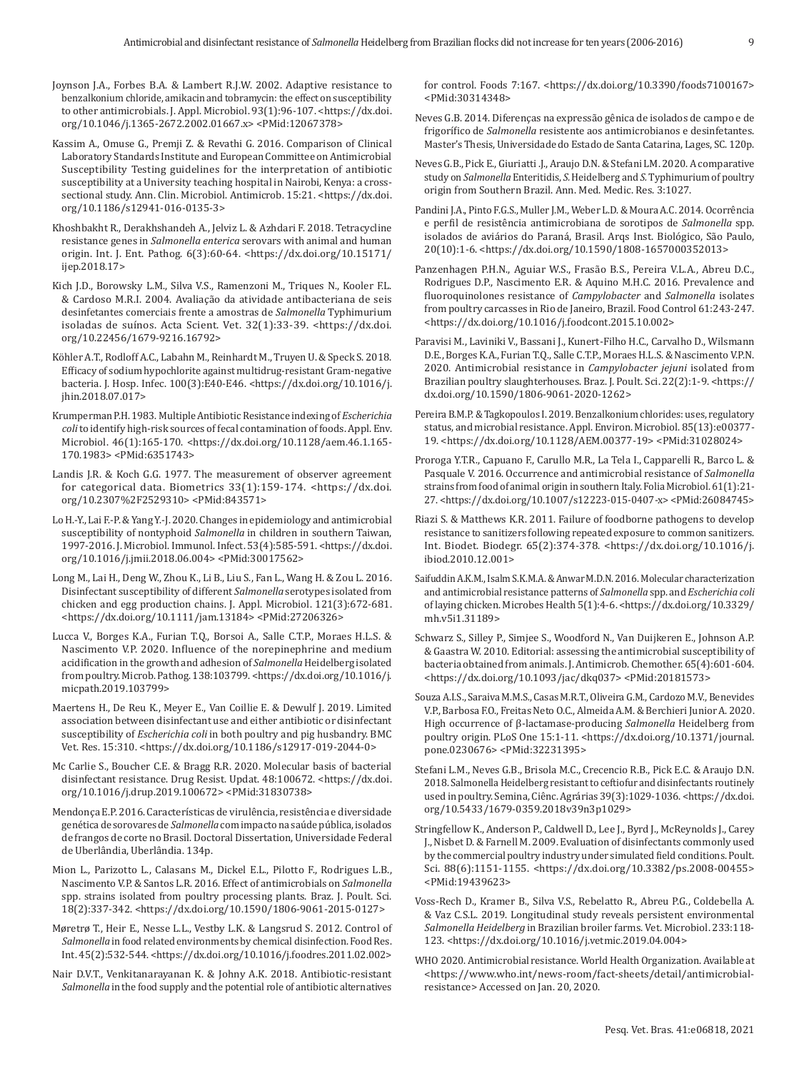Joynson J.A., Forbes B.A. & Lambert R.J.W. 2002. Adaptive resistance to benzalkonium chloride, amikacin and tobramycin: the effect on susceptibility to other antimicrobials. J. Appl. Microbiol. 93(1):96-107. <https://dx.doi.org/10.1046/j.1365-2672.2002.01667.x> <PMid:12067378>

Kassim A., Omuse G., Premji Z. & Revathi G. 2016. Comparison of Clinical Laboratory Standards Institute and European Committee on Antimicrobial Susceptibility Testing guidelines for the interpretation of antibiotic susceptibility at a University teaching hospital in Nairobi, Kenya: a cross-sectional study. Ann. Clin. Microbiol. Antimicrob. 15:21. <https://dx.doi.org/10.1186/s12941-016-0135-3>

Khoshbakht R., Derakhshandeh A., Jelviz L. & Azhdari F. 2018. Tetracycline resistance genes in *Salmonella enterica* serovars with animal and human origin. Int. J. Ent. Pathog. 6(3):60-64. <https://dx.doi.org/10.15171/ijep.2018.17>

Kich J.D., Borowsky L.M., Silva V.S., Ramenzoni M., Triques N., Kooler F.L. & Cardoso M.R.I. 2004. Avaliação da atividade antibacteriana de seis desinfetantes comerciais frente a amostras de *Salmonella* Typhimurium isoladas de suínos. Acta Scient. Vet. 32(1):33-39. <https://dx.doi.org/10.22456/1679-9216.16792>

Köhler A.T., Rodloff A.C., Labahn M., Reinhardt M., Truyen U. & Speck S. 2018. Efficacy of sodium hypochlorite against multidrug-resistant Gram-negative bacteria. J. Hosp. Infec. 100(3):E40-E46. <https://dx.doi.org/10.1016/j.jhin.2018.07.017>

Krumperman P.H. 1983. Multiple Antibiotic Resistance indexing of *Escherichia coli* to identify high-risk sources of fecal contamination of foods. Appl. Env. Microbiol. 46(1):165-170. <https://dx.doi.org/10.1128/aem.46.1.165-170.1983> <PMid:6351743>

Landis J.R. & Koch G.G. 1977. The measurement of observer agreement for categorical data. Biometrics 33(1):159-174. <https://dx.doi.org/10.2307%2F2529310> <PMid:843571>

Lo H.-Y., Lai F.-P. & Yang Y.-J. 2020. Changes in epidemiology and antimicrobial susceptibility of nontyphoid *Salmonella* in children in southern Taiwan, 1997-2016. J. Microbiol. Immunol. Infect. 53(4):585-591. <https://dx.doi.org/10.1016/j.jmii.2018.06.004> <PMid:30017562>

Long M., Lai H., Deng W., Zhou K., Li B., Liu S., Fan L., Wang H. & Zou L. 2016. Disinfectant susceptibility of different *Salmonella* serotypes isolated from chicken and egg production chains. J. Appl. Microbiol. 121(3):672-681. <https://dx.doi.org/10.1111/jam.13184> <PMid:27206326>

Lucca V., Borges K.A., Furian T.Q., Borsoi A., Salle C.T.P., Moraes H.L.S. & Nascimento V.P. 2020. Influence of the norepinephrine and medium acidification in the growth and adhesion of *Salmonella* Heidelberg isolated from poultry. Microb. Pathog. 138:103799. <https://dx.doi.org/10.1016/j.micpath.2019.103799>

Maertens H., De Reu K., Meyer E., Van Coillie E. & Dewulf J. 2019. Limited association between disinfectant use and either antibiotic or disinfectant susceptibility of *Escherichia coli* in both poultry and pig husbandry. BMC Vet. Res. 15:310. <https://dx.doi.org/10.1186/s12917-019-2044-0>

Mc Carlie S., Boucher C.E. & Bragg R.R. 2020. Molecular basis of bacterial disinfectant resistance. Drug Resist. Updat. 48:100672. <https://dx.doi.org/10.1016/j.drup.2019.100672> <PMid:31830738>

Mendonça E.P. 2016. Características de virulência, resistência e diversidade genética de sorovares de *Salmonella* com impacto na saúde pública, isolados de frangos de corte no Brasil. Doctoral Dissertation, Universidade Federal de Uberlândia, Uberlândia. 134p.

Mion L., Parizotto L., Calasans M., Dickel E.L., Pilotto F., Rodrigues L.B., Nascimento V.P. & Santos L.R. 2016. Effect of antimicrobials on *Salmonella* spp. strains isolated from poultry processing plants. Braz. J. Poult. Sci. 18(2):337-342. <https://dx.doi.org/10.1590/1806-9061-2015-0127>

Møretrø T., Heir E., Nesse L.L., Vestby L.K. & Langsrud S. 2012. Control of *Salmonella* in food related environments by chemical disinfection. Food Res. Int. 45(2):532-544. <https://dx.doi.org/10.1016/j.foodres.2011.02.002>

Nair D.V.T., Venkitanarayanan K. & Johny A.K. 2018. Antibiotic-resistant *Salmonella* in the food supply and the potential role of antibiotic alternatives for control. Foods 7:167. <https://dx.doi.org/10.3390/foods7100167> <PMid:30314348>

Neves G.B. 2014. Diferenças na expressão gênica de isolados de campo e de frigorífico de *Salmonella* resistente aos antimicrobianos e desinfetantes. Master's Thesis, Universidade do Estado de Santa Catarina, Lages, SC. 120p.

Neves G.B., Pick E., Giuriatti .J., Araujo D.N. & Stefani L.M. 2020. A comparative study on *Salmonella* Enteritidis, *S.* Heidelberg and *S.* Typhimurium of poultry origin from Southern Brazil. Ann. Med. Medic. Res. 3:1027.

Pandini J.A., Pinto F.G.S., Muller J.M., Weber L.D. & Moura A.C. 2014. Ocorrência e perfil de resistência antimicrobiana de sorotipos de *Salmonella* spp. isolados de aviários do Paraná, Brasil. Arqs Inst. Biológico, São Paulo, 20(10):1-6. <https://dx.doi.org/10.1590/1808-1657000352013>

Panzenhagen P.H.N., Aguiar W.S., Frasão B.S., Pereira V.L.A., Abreu D.C., Rodrigues D.P., Nascimento E.R. & Aquino M.H.C. 2016. Prevalence and fluoroquinolones resistance of *Campylobacter* and *Salmonella* isolates from poultry carcasses in Rio de Janeiro, Brazil. Food Control 61:243-247. <https://dx.doi.org/10.1016/j.foodcont.2015.10.002>

Paravisi M., Laviniki V., Bassani J., Kunert-Filho H.C., Carvalho D., Wilsmann D.E., Borges K.A., Furian T.Q., Salle C.T.P., Moraes H.L.S. & Nascimento V.P.N. 2020. Antimicrobial resistance in *Campylobacter jejuni* isolated from Brazilian poultry slaughterhouses. Braz. J. Poult. Sci. 22(2):1-9. <https://dx.doi.org/10.1590/1806-9061-2020-1262>

Pereira B.M.P. & Tagkopoulos I. 2019. Benzalkonium chlorides: uses, regulatory status, and microbial resistance. Appl. Environ. Microbiol. 85(13):e00377-19. <https://dx.doi.org/10.1128/AEM.00377-19> <PMid:31028024>

Proroga Y.T.R., Capuano F., Carullo M.R., La Tela I., Capparelli R., Barco L. & Pasquale V. 2016. Occurrence and antimicrobial resistance of *Salmonella* strains from food of animal origin in southern Italy. Folia Microbiol. 61(1):21-27. <https://dx.doi.org/10.1007/s12223-015-0407-x> <PMid:26084745>

Riazi S. & Matthews K.R. 2011. Failure of foodborne pathogens to develop resistance to sanitizers following repeated exposure to common sanitizers. Int. Biodet. Biodegr. 65(2):374-378. <https://dx.doi.org/10.1016/j.ibiod.2010.12.001>

Saifuddin A.K.M., Isalm S.K.M.A. & Anwar M.D.N. 2016. Molecular characterization and antimicrobial resistance patterns of *Salmonella* spp. and *Escherichia coli* of laying chicken. Microbes Health 5(1):4-6. <https://dx.doi.org/10.3329/mh.v5i1.31189>

Schwarz S., Silley P., Simjee S., Woodford N., Van Duijkeren E., Johnson A.P. & Gaastra W. 2010. Editorial: assessing the antimicrobial susceptibility of bacteria obtained from animals. J. Antimicrob. Chemother. 65(4):601-604. <https://dx.doi.org/10.1093/jac/dkq037> <PMid:20181573>

Souza A.I.S., Saraiva M.M.S., Casas M.R.T., Oliveira G.M., Cardozo M.V., Benevides V.P., Barbosa F.O., Freitas Neto O.C., Almeida A.M. & Berchieri Junior A. 2020. High occurrence of β-lactamase-producing *Salmonella* Heidelberg from poultry origin. PLoS One 15:1-11. <https://dx.doi.org/10.1371/journal.pone.0230676> <PMid:32231395>

Stefani L.M., Neves G.B., Brisola M.C., Crecencio R.B., Pick E.C. & Araujo D.N. 2018. Salmonella Heidelberg resistant to ceftiofur and disinfectants routinely used in poultry. Semina, Ciênc. Agrárias 39(3):1029-1036. <https://dx.doi.org/10.5433/1679-0359.2018v39n3p1029>

Stringfellow K., Anderson P., Caldwell D., Lee J., Byrd J., McReynolds J., Carey J., Nisbet D. & Farnell M. 2009. Evaluation of disinfectants commonly used by the commercial poultry industry under simulated field conditions. Poult. Sci. 88(6):1151-1155. <https://dx.doi.org/10.3382/ps.2008-00455> <PMid:19439623>

Voss-Rech D., Kramer B., Silva V.S., Rebelatto R., Abreu P.G., Coldebella A. & Vaz C.S.L. 2019. Longitudinal study reveals persistent environmental *Salmonella Heidelberg* in Brazilian broiler farms. Vet. Microbiol. 233:118-123. <https://dx.doi.org/10.1016/j.vetmic.2019.04.004>

WHO 2020. Antimicrobial resistance. World Health Organization. Available at <https://www.who.int/news-room/fact-sheets/detail/antimicrobial-resistance> Accessed on Jan. 20, 2020.